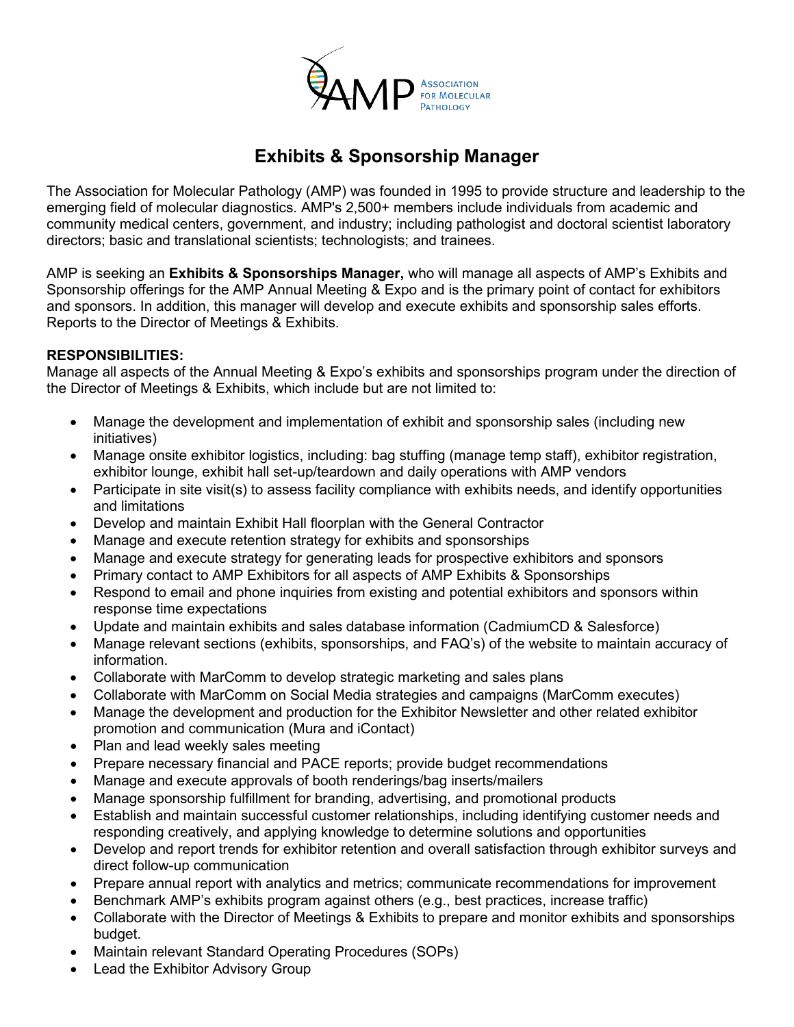# Exhibits & Sponsorship Manager

The Association for Molecular Pathology (AMP) was founded in 1995 to provide structure and leadership to the emerging field of molecular diagnostics. AMP's 2,500+ members include individuals from academic and community medical centers, government, and industry; including pathologist and doctoral scientist laboratory directors; basic and translational scientists; technologists; and trainees.

AMP is seeking an **Exhibits & Sponsorships Manager,** who will manage all aspects of AMP's Exhibits and Sponsorship offerings for the AMP Annual Meeting & Expo and is the primary point of contact for exhibitors and sponsors. In addition, this manager will develop and execute exhibits and sponsorship sales efforts. Reports to the Director of Meetings & Exhibits.

**RESPONSIBILITIES:**

Manage all aspects of the Annual Meeting & Expo's exhibits and sponsorships program under the direction of the Director of Meetings & Exhibits, which include but are not limited to:

- Manage the development and implementation of exhibit and sponsorship sales (including new initiatives)
- Manage onsite exhibitor logistics, including: bag stuffing (manage temp staff), exhibitor registration, exhibitor lounge, exhibit hall set-up/teardown and daily operations with AMP vendors
- Participate in site visit(s) to assess facility compliance with exhibits needs, and identify opportunities and limitations
- Develop and maintain Exhibit Hall floorplan with the General Contractor
- Manage and execute retention strategy for exhibits and sponsorships
- Manage and execute strategy for generating leads for prospective exhibitors and sponsors
- Primary contact to AMP Exhibitors for all aspects of AMP Exhibits & Sponsorships
- Respond to email and phone inquiries from existing and potential exhibitors and sponsors within response time expectations
- Update and maintain exhibits and sales database information (CadmiumCD & Salesforce)
- Manage relevant sections (exhibits, sponsorships, and FAQ's) of the website to maintain accuracy of information.
- Collaborate with MarComm to develop strategic marketing and sales plans
- Collaborate with MarComm on Social Media strategies and campaigns (MarComm executes)
- Manage the development and production for the Exhibitor Newsletter and other related exhibitor promotion and communication (Mura and iContact)
- Plan and lead weekly sales meeting
- Prepare necessary financial and PACE reports; provide budget recommendations
- Manage and execute approvals of booth renderings/bag inserts/mailers
- Manage sponsorship fulfillment for branding, advertising, and promotional products
- Establish and maintain successful customer relationships, including identifying customer needs and responding creatively, and applying knowledge to determine solutions and opportunities
- Develop and report trends for exhibitor retention and overall satisfaction through exhibitor surveys and direct follow-up communication
- Prepare annual report with analytics and metrics; communicate recommendations for improvement
- Benchmark AMP's exhibits program against others (e.g., best practices, increase traffic)
- Collaborate with the Director of Meetings & Exhibits to prepare and monitor exhibits and sponsorships budget.
- Maintain relevant Standard Operating Procedures (SOPs)
- Lead the Exhibitor Advisory Group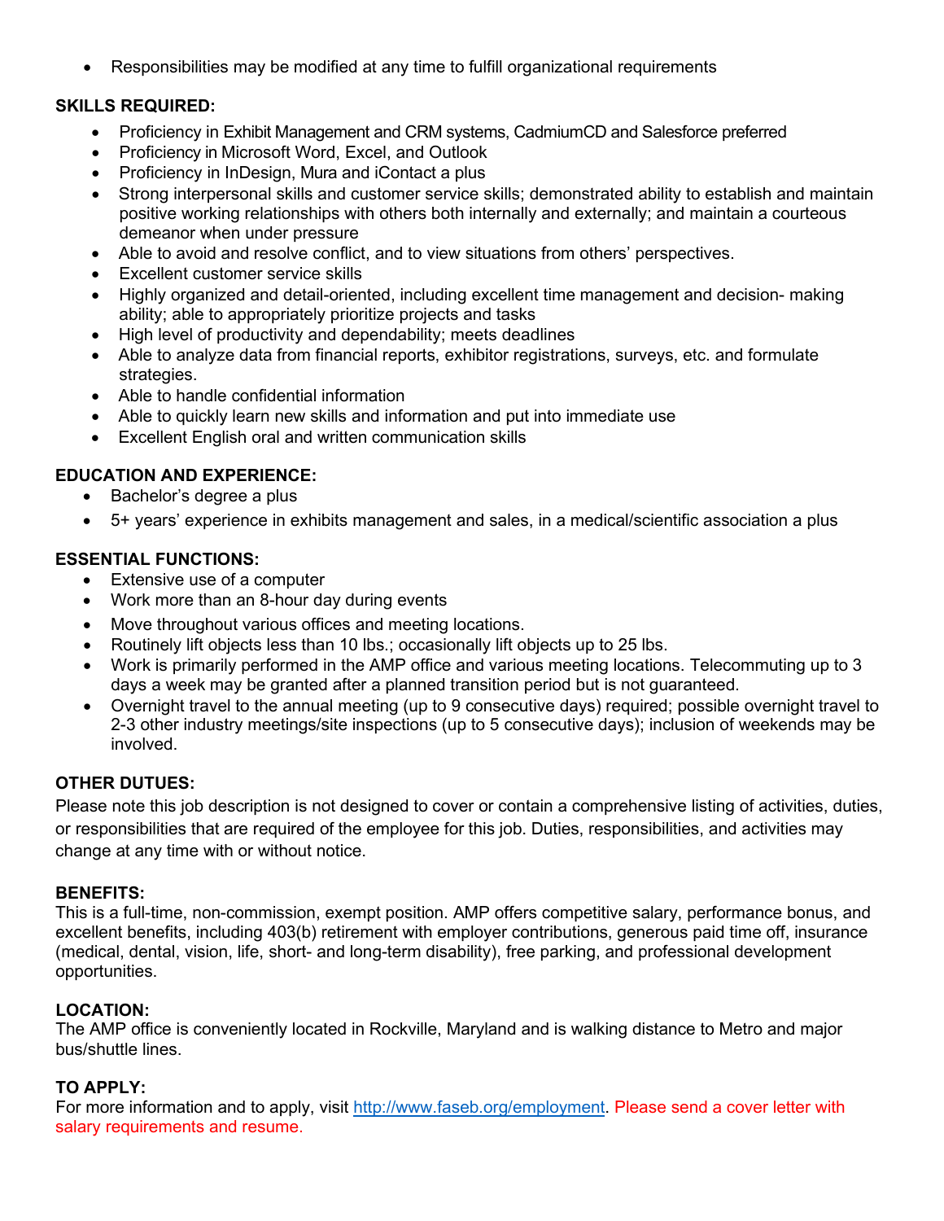- Responsibilities may be modified at any time to fulfill organizational requirements

**SKILLS REQUIRED:**

- Proficiency in Exhibit Management and CRM systems, CadmiumCD and Salesforce preferred
- Proficiency in Microsoft Word, Excel, and Outlook
- Proficiency in InDesign, Mura and iContact a plus
- Strong interpersonal skills and customer service skills; demonstrated ability to establish and maintain positive working relationships with others both internally and externally; and maintain a courteous demeanor when under pressure
- Able to avoid and resolve conflict, and to view situations from others' perspectives.
- Excellent customer service skills
- Highly organized and detail-oriented, including excellent time management and decision- making ability; able to appropriately prioritize projects and tasks
- High level of productivity and dependability; meets deadlines
- Able to analyze data from financial reports, exhibitor registrations, surveys, etc. and formulate strategies.
- Able to handle confidential information
- Able to quickly learn new skills and information and put into immediate use
- Excellent English oral and written communication skills

**EDUCATION AND EXPERIENCE:**

- Bachelor's degree a plus
- 5+ years' experience in exhibits management and sales, in a medical/scientific association a plus

**ESSENTIAL FUNCTIONS:**

- Extensive use of a computer
- Work more than an 8-hour day during events
- Move throughout various offices and meeting locations.
- Routinely lift objects less than 10 lbs.; occasionally lift objects up to 25 lbs.
- Work is primarily performed in the AMP office and various meeting locations. Telecommuting up to 3 days a week may be granted after a planned transition period but is not guaranteed.
- Overnight travel to the annual meeting (up to 9 consecutive days) required; possible overnight travel to 2-3 other industry meetings/site inspections (up to 5 consecutive days); inclusion of weekends may be involved.

**OTHER DUTUES:**

Please note this job description is not designed to cover or contain a comprehensive listing of activities, duties, or responsibilities that are required of the employee for this job. Duties, responsibilities, and activities may change at any time with or without notice.

**BENEFITS:**

This is a full-time, non-commission, exempt position. AMP offers competitive salary, performance bonus, and excellent benefits, including 403(b) retirement with employer contributions, generous paid time off, insurance (medical, dental, vision, life, short- and long-term disability), free parking, and professional development opportunities.

**LOCATION:**

The AMP office is conveniently located in Rockville, Maryland and is walking distance to Metro and major bus/shuttle lines.

**TO APPLY:**

For more information and to apply, visit [http://www.faseb.org/employment](http://www.faseb.org/employment). Please send a cover letter with salary requirements and resume.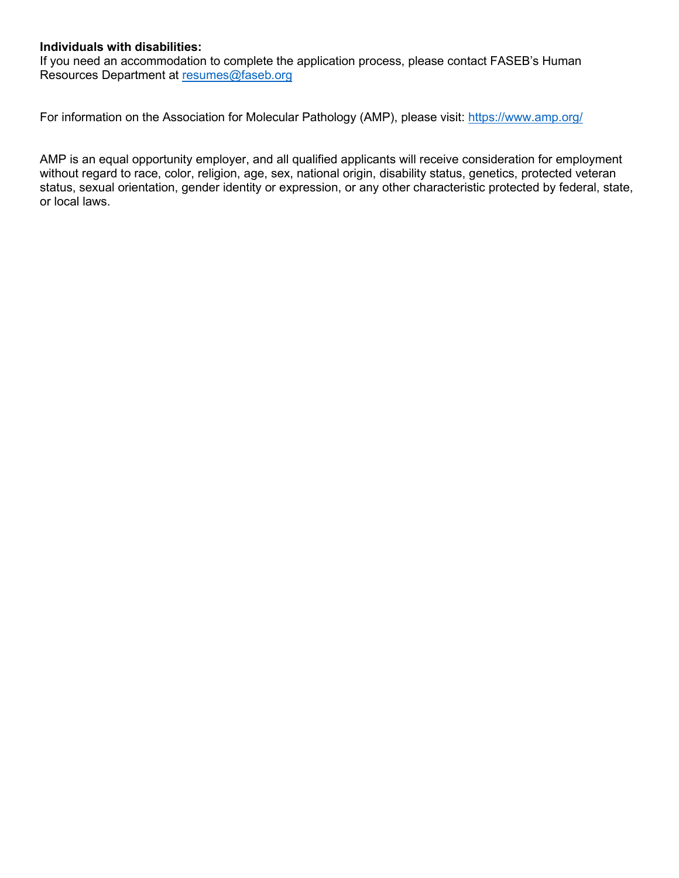**Individuals with disabilities:**
If you need an accommodation to complete the application process, please contact FASEB's Human Resources Department at resumes@faseb.org

For information on the Association for Molecular Pathology (AMP), please visit: https://www.amp.org/

AMP is an equal opportunity employer, and all qualified applicants will receive consideration for employment without regard to race, color, religion, age, sex, national origin, disability status, genetics, protected veteran status, sexual orientation, gender identity or expression, or any other characteristic protected by federal, state, or local laws.